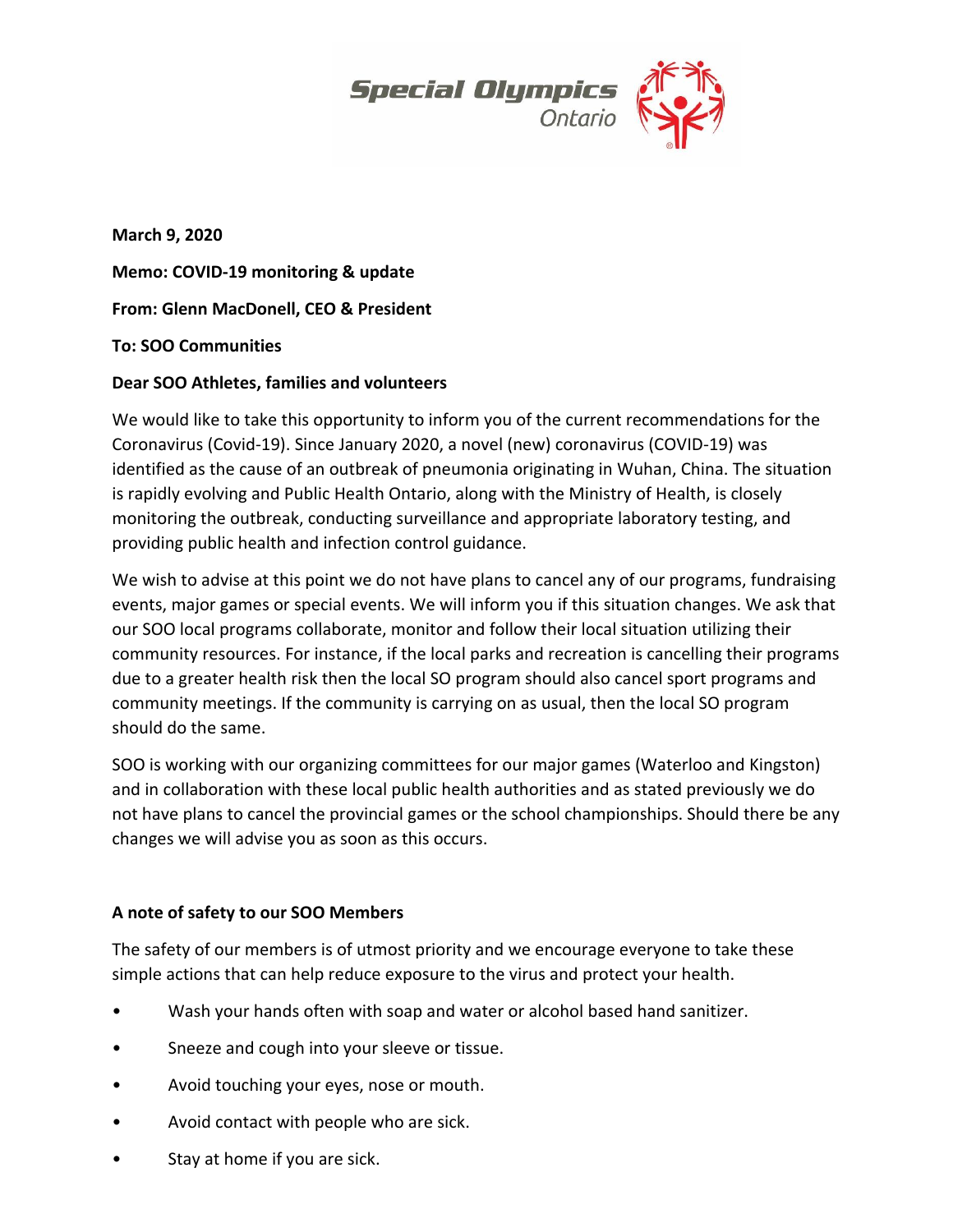**March 9, 2020**

**Memo: COVID-19 monitoring & update**

**From: Glenn MacDonell, CEO & President**

**To: SOO Communities**

**Dear SOO Athletes, families and volunteers**

We would like to take this opportunity to inform you of the current recommendations for the Coronavirus (Covid-19). Since January 2020, a novel (new) coronavirus (COVID-19) was identified as the cause of an outbreak of pneumonia originating in Wuhan, China. The situation is rapidly evolving and Public Health Ontario, along with the Ministry of Health, is closely monitoring the outbreak, conducting surveillance and appropriate laboratory testing, and providing public health and infection control guidance.

We wish to advise at this point we do not have plans to cancel any of our programs, fundraising events, major games or special events. We will inform you if this situation changes. We ask that our SOO local programs collaborate, monitor and follow their local situation utilizing their community resources. For instance, if the local parks and recreation is cancelling their programs due to a greater health risk then the local SO program should also cancel sport programs and community meetings. If the community is carrying on as usual, then the local SO program should do the same.

SOO is working with our organizing committees for our major games (Waterloo and Kingston) and in collaboration with these local public health authorities and as stated previously we do not have plans to cancel the provincial games or the school championships. Should there be any changes we will advise you as soon as this occurs.

**A note of safety to our SOO Members**

The safety of our members is of utmost priority and we encourage everyone to take these simple actions that can help reduce exposure to the virus and protect your health.

- Wash your hands often with soap and water or alcohol based hand sanitizer.
- Sneeze and cough into your sleeve or tissue.
- Avoid touching your eyes, nose or mouth.
- Avoid contact with people who are sick.
- Stay at home if you are sick.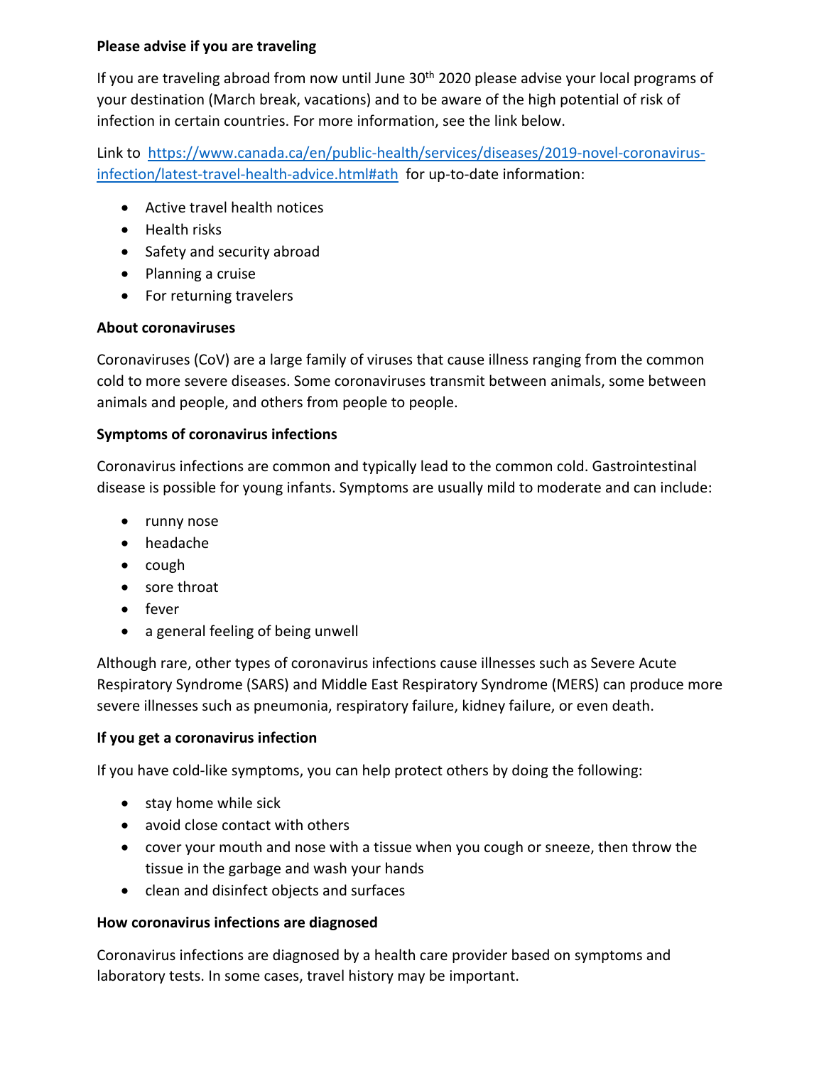**Please advise if you are traveling**

If you are traveling abroad from now until June 30th 2020 please advise your local programs of your destination (March break, vacations) and to be aware of the high potential of risk of infection in certain countries. For more information, see the link below.

Link to [https://www.canada.ca/en/public-health/services/diseases/2019-novel-coronavirus-infection/latest-travel-health-advice.html#ath](https://www.canada.ca/en/public-health/services/diseases/2019-novel-coronavirus-infection/latest-travel-health-advice.html#ath) for up-to-date information:

- Active travel health notices
- Health risks
- Safety and security abroad
- Planning a cruise
- For returning travelers

**About coronaviruses**

Coronaviruses (CoV) are a large family of viruses that cause illness ranging from the common cold to more severe diseases. Some coronaviruses transmit between animals, some between animals and people, and others from people to people.

**Symptoms of coronavirus infections**

Coronavirus infections are common and typically lead to the common cold. Gastrointestinal disease is possible for young infants. Symptoms are usually mild to moderate and can include:

- runny nose
- headache
- cough
- sore throat
- fever
- a general feeling of being unwell

Although rare, other types of coronavirus infections cause illnesses such as Severe Acute Respiratory Syndrome (SARS) and Middle East Respiratory Syndrome (MERS) can produce more severe illnesses such as pneumonia, respiratory failure, kidney failure, or even death.

**If you get a coronavirus infection**

If you have cold-like symptoms, you can help protect others by doing the following:

- stay home while sick
- avoid close contact with others
- cover your mouth and nose with a tissue when you cough or sneeze, then throw the tissue in the garbage and wash your hands
- clean and disinfect objects and surfaces

**How coronavirus infections are diagnosed**

Coronavirus infections are diagnosed by a health care provider based on symptoms and laboratory tests. In some cases, travel history may be important.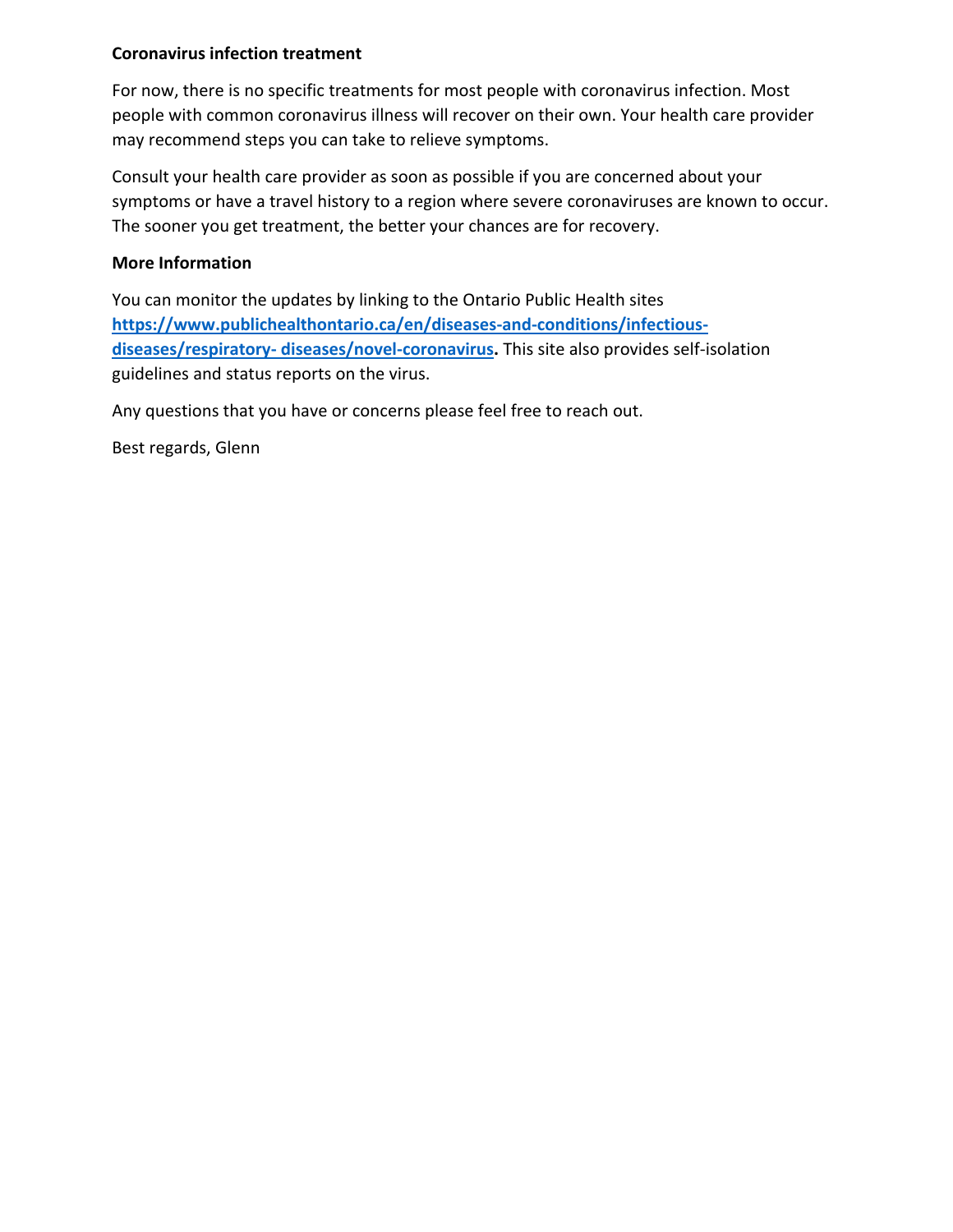**Coronavirus infection treatment**

For now, there is no specific treatments for most people with coronavirus infection. Most people with common coronavirus illness will recover on their own. Your health care provider may recommend steps you can take to relieve symptoms.

Consult your health care provider as soon as possible if you are concerned about your symptoms or have a travel history to a region where severe coronaviruses are known to occur. The sooner you get treatment, the better your chances are for recovery.

**More Information**

You can monitor the updates by linking to the Ontario Public Health sites **[https://www.publichealthontario.ca/en/diseases-and-conditions/infectious-diseases/respiratory- diseases/novel-coronavirus](https://www.publichealthontario.ca/en/diseases-and-conditions/infectious-diseases/respiratory-diseases/novel-coronavirus).** This site also provides self-isolation guidelines and status reports on the virus.

Any questions that you have or concerns please feel free to reach out.

Best regards, Glenn